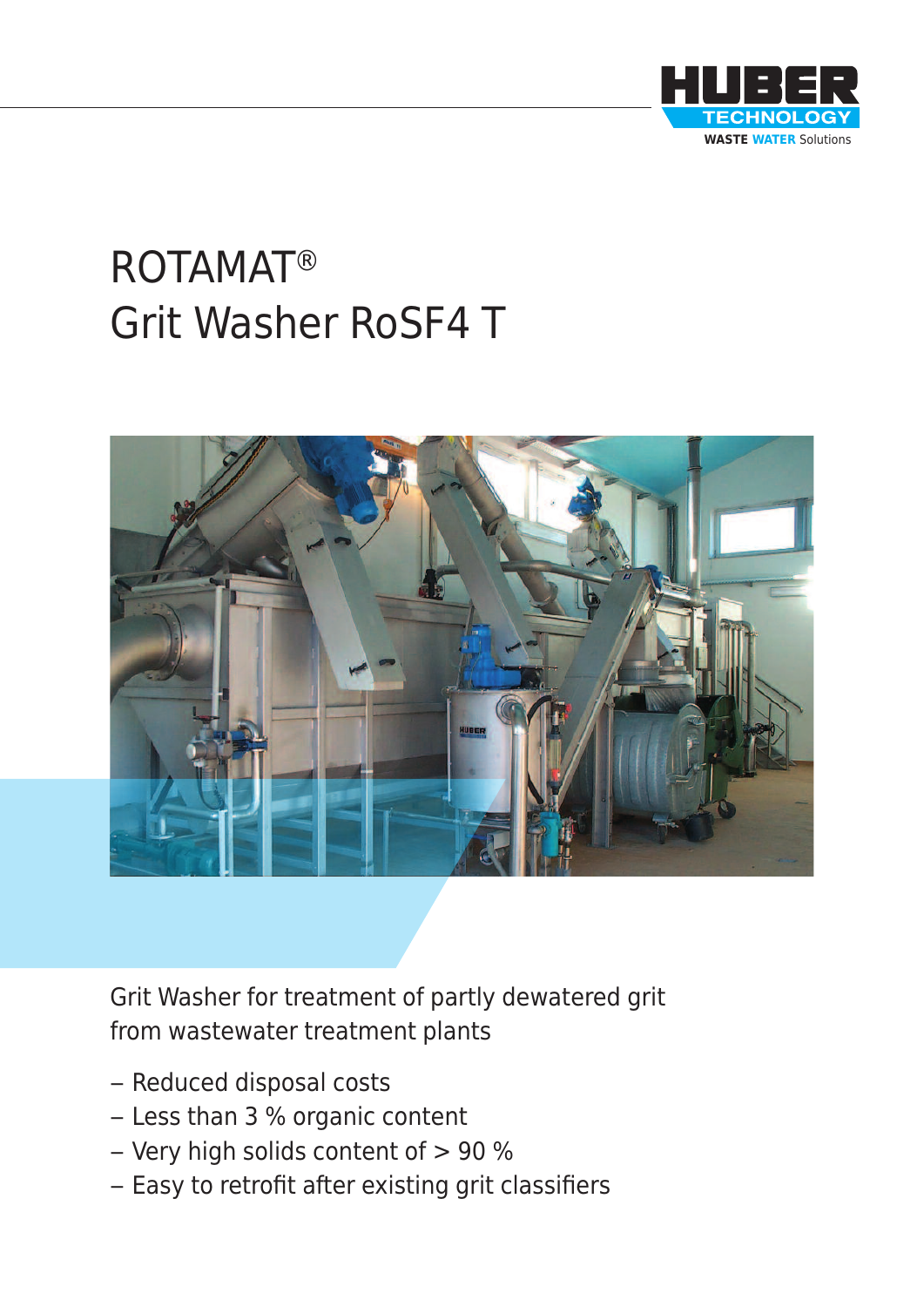HUBER TECHNOLOGY
WASTE WATER Solutions

# ROTAMAT®
# Grit Washer RoSF4 T

Grit Washer for treatment of partly dewatered grit from wastewater treatment plants

- Reduced disposal costs
- Less than 3 % organic content
- Very high solids content of > 90 %
- Easy to retrofit after existing grit classifiers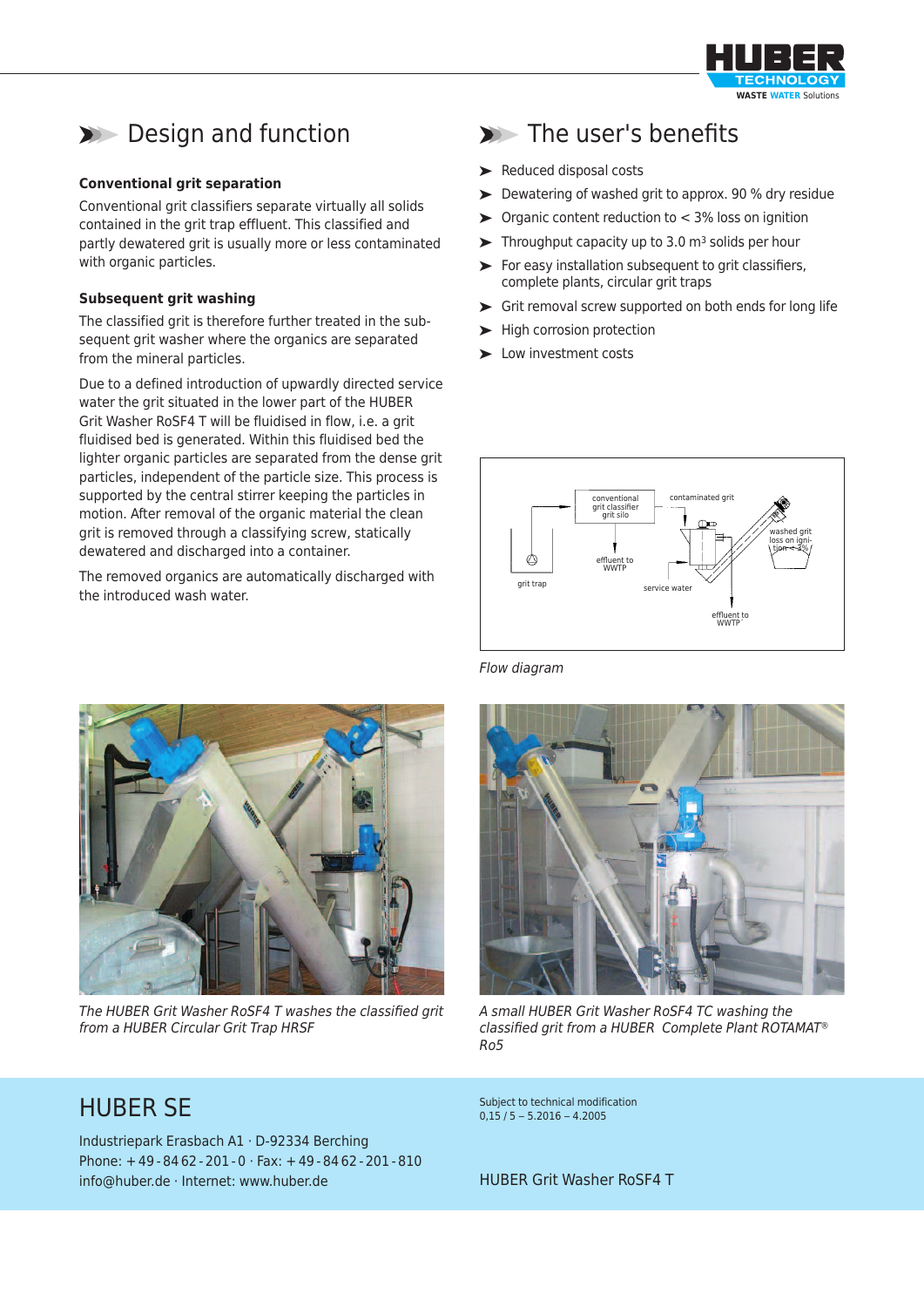## Design and function

### Conventional grit separation

Conventional grit classifiers separate virtually all solids contained in the grit trap effluent. This classified and partly dewatered grit is usually more or less contaminated with organic particles.

### Subsequent grit washing

The classified grit is therefore further treated in the subsequent grit washer where the organics are separated from the mineral particles.

Due to a defined introduction of upwardly directed service water the grit situated in the lower part of the HUBER Grit Washer RoSF4 T will be fluidised in flow, i.e. a grit fluidised bed is generated. Within this fluidised bed the lighter organic particles are separated from the dense grit particles, independent of the particle size. This process is supported by the central stirrer keeping the particles in motion. After removal of the organic material the clean grit is removed through a classifying screw, statically dewatered and discharged into a container.

The removed organics are automatically discharged with the introduced wash water.

## The user's benefits

- Reduced disposal costs
- Dewatering of washed grit to approx. 90 % dry residue
- Organic content reduction to < 3% loss on ignition
- Throughput capacity up to 3.0 m³ solids per hour
- For easy installation subsequent to grit classifiers, complete plants, circular grit traps
- Grit removal screw supported on both ends for long life
- High corrosion protection
- Low investment costs

conventional grit classifier grit silo
contaminated grit
washed grit loss on ignition < 3%
effluent to WWTP
grit trap
service water
effluent to WWTP

*Flow diagram*

*The HUBER Grit Washer RoSF4 T washes the classified grit from a HUBER Circular Grit Trap HRSF*

*A small HUBER Grit Washer RoSF4 TC washing the classified grit from a HUBER Complete Plant ROTAMAT® Ro5*

## HUBER SE

Industriepark Erasbach A1 · D-92334 Berching
Phone: + 49 - 84 62 - 201 - 0 · Fax: + 49 - 84 62 - 201 - 810
info@huber.de · Internet: www.huber.de

Subject to technical modification
0,15 / 5 – 5.2016 – 4.2005

HUBER Grit Washer RoSF4 T